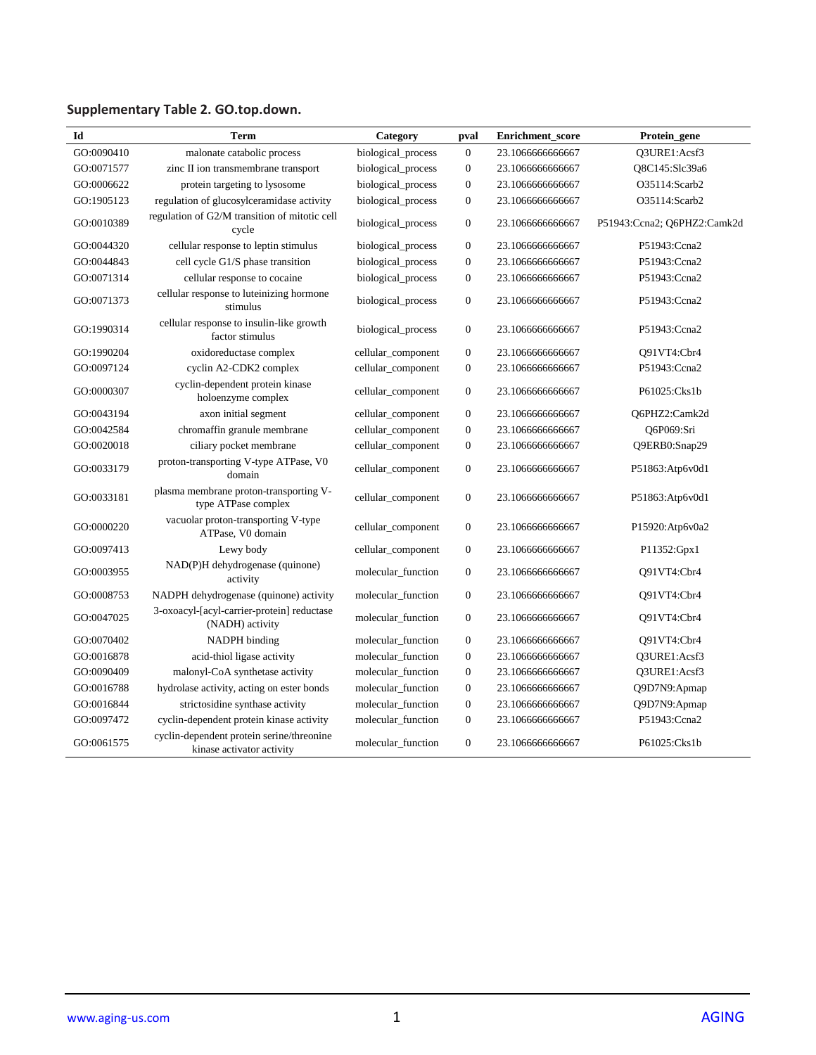**Supplementary Table 2. GO.top.down.**

| Id | Term | Category | pval | Enrichment_score | Protein_gene |
|---|---|---|---|---|---|
| GO:0090410 | malonate catabolic process | biological_process | 0 | 23.1066666666667 | Q3URE1:Acsf3 |
| GO:0071577 | zinc II ion transmembrane transport | biological_process | 0 | 23.1066666666667 | Q8C145:Slc39a6 |
| GO:0006622 | protein targeting to lysosome | biological_process | 0 | 23.1066666666667 | O35114:Scarb2 |
| GO:1905123 | regulation of glucosylceramidase activity | biological_process | 0 | 23.1066666666667 | O35114:Scarb2 |
| GO:0010389 | regulation of G2/M transition of mitotic cell cycle | biological_process | 0 | 23.1066666666667 | P51943:Ccna2; Q6PHZ2:Camk2d |
| GO:0044320 | cellular response to leptin stimulus | biological_process | 0 | 23.1066666666667 | P51943:Ccna2 |
| GO:0044843 | cell cycle G1/S phase transition | biological_process | 0 | 23.1066666666667 | P51943:Ccna2 |
| GO:0071314 | cellular response to cocaine | biological_process | 0 | 23.1066666666667 | P51943:Ccna2 |
| GO:0071373 | cellular response to luteinizing hormone stimulus | biological_process | 0 | 23.1066666666667 | P51943:Ccna2 |
| GO:1990314 | cellular response to insulin-like growth factor stimulus | biological_process | 0 | 23.1066666666667 | P51943:Ccna2 |
| GO:1990204 | oxidoreductase complex | cellular_component | 0 | 23.1066666666667 | Q91VT4:Cbr4 |
| GO:0097124 | cyclin A2-CDK2 complex | cellular_component | 0 | 23.1066666666667 | P51943:Ccna2 |
| GO:0000307 | cyclin-dependent protein kinase holoenzyme complex | cellular_component | 0 | 23.1066666666667 | P61025:Cks1b |
| GO:0043194 | axon initial segment | cellular_component | 0 | 23.1066666666667 | Q6PHZ2:Camk2d |
| GO:0042584 | chromaffin granule membrane | cellular_component | 0 | 23.1066666666667 | Q6P069:Sri |
| GO:0020018 | ciliary pocket membrane | cellular_component | 0 | 23.1066666666667 | Q9ERB0:Snap29 |
| GO:0033179 | proton-transporting V-type ATPase, V0 domain | cellular_component | 0 | 23.1066666666667 | P51863:Atp6v0d1 |
| GO:0033181 | plasma membrane proton-transporting V-type ATPase complex | cellular_component | 0 | 23.1066666666667 | P51863:Atp6v0d1 |
| GO:0000220 | vacuolar proton-transporting V-type ATPase, V0 domain | cellular_component | 0 | 23.1066666666667 | P15920:Atp6v0a2 |
| GO:0097413 | Lewy body | cellular_component | 0 | 23.1066666666667 | P11352:Gpx1 |
| GO:0003955 | NAD(P)H dehydrogenase (quinone) activity | molecular_function | 0 | 23.1066666666667 | Q91VT4:Cbr4 |
| GO:0008753 | NADPH dehydrogenase (quinone) activity | molecular_function | 0 | 23.1066666666667 | Q91VT4:Cbr4 |
| GO:0047025 | 3-oxoacyl-[acyl-carrier-protein] reductase (NADH) activity | molecular_function | 0 | 23.1066666666667 | Q91VT4:Cbr4 |
| GO:0070402 | NADPH binding | molecular_function | 0 | 23.1066666666667 | Q91VT4:Cbr4 |
| GO:0016878 | acid-thiol ligase activity | molecular_function | 0 | 23.1066666666667 | Q3URE1:Acsf3 |
| GO:0090409 | malonyl-CoA synthetase activity | molecular_function | 0 | 23.1066666666667 | Q3URE1:Acsf3 |
| GO:0016788 | hydrolase activity, acting on ester bonds | molecular_function | 0 | 23.1066666666667 | Q9D7N9:Apmap |
| GO:0016844 | strictosidine synthase activity | molecular_function | 0 | 23.1066666666667 | Q9D7N9:Apmap |
| GO:0097472 | cyclin-dependent protein kinase activity | molecular_function | 0 | 23.1066666666667 | P51943:Ccna2 |
| GO:0061575 | cyclin-dependent protein serine/threonine kinase activator activity | molecular_function | 0 | 23.1066666666667 | P61025:Cks1b |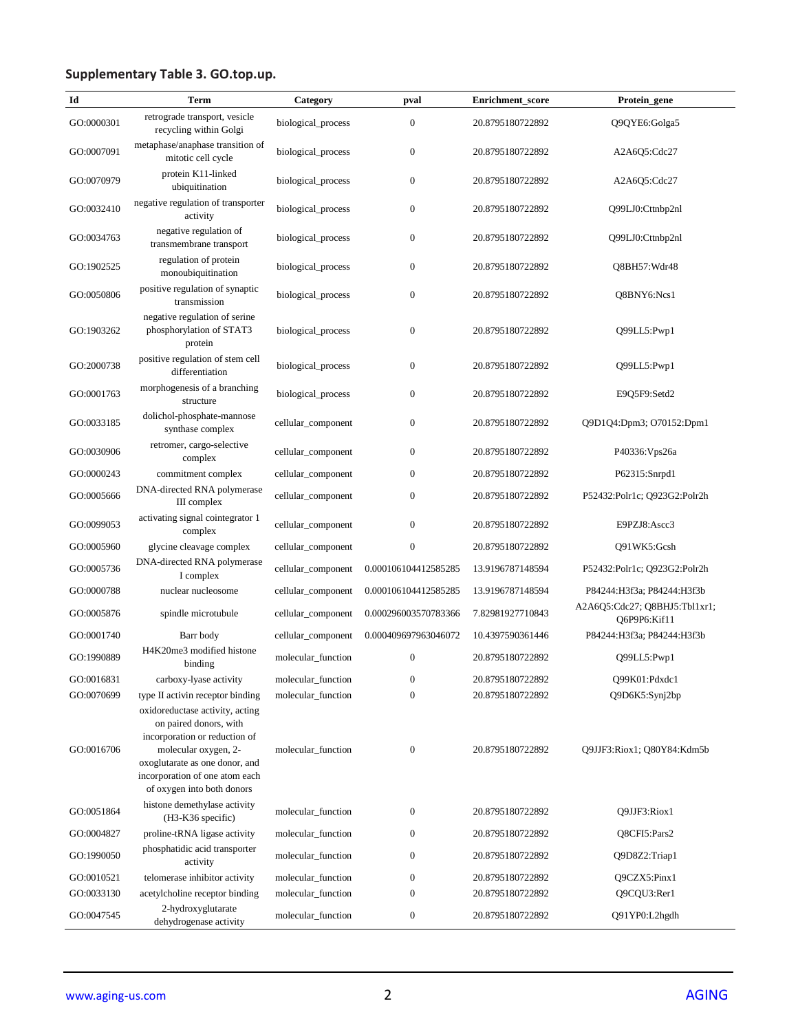## Supplementary Table 3. GO.top.up.

| Id | Term | Category | pval | Enrichment_score | Protein_gene |
|---|---|---|---|---|---|
| GO:0000301 | retrograde transport, vesicle recycling within Golgi | biological_process | 0 | 20.8795180722892 | Q9QYE6:Golga5 |
| GO:0007091 | metaphase/anaphase transition of mitotic cell cycle | biological_process | 0 | 20.8795180722892 | A2A6Q5:Cdc27 |
| GO:0070979 | protein K11-linked ubiquitination | biological_process | 0 | 20.8795180722892 | A2A6Q5:Cdc27 |
| GO:0032410 | negative regulation of transporter activity | biological_process | 0 | 20.8795180722892 | Q99LJ0:Cttnbp2nl |
| GO:0034763 | negative regulation of transmembrane transport | biological_process | 0 | 20.8795180722892 | Q99LJ0:Cttnbp2nl |
| GO:1902525 | regulation of protein monoubiquitination | biological_process | 0 | 20.8795180722892 | Q8BH57:Wdr48 |
| GO:0050806 | positive regulation of synaptic transmission | biological_process | 0 | 20.8795180722892 | Q8BNY6:Ncs1 |
| GO:1903262 | negative regulation of serine phosphorylation of STAT3 protein | biological_process | 0 | 20.8795180722892 | Q99LL5:Pwp1 |
| GO:2000738 | positive regulation of stem cell differentiation | biological_process | 0 | 20.8795180722892 | Q99LL5:Pwp1 |
| GO:0001763 | morphogenesis of a branching structure | biological_process | 0 | 20.8795180722892 | E9Q5F9:Setd2 |
| GO:0033185 | dolichol-phosphate-mannose synthase complex | cellular_component | 0 | 20.8795180722892 | Q9D1Q4:Dpm3; O70152:Dpm1 |
| GO:0030906 | retromer, cargo-selective complex | cellular_component | 0 | 20.8795180722892 | P40336:Vps26a |
| GO:0000243 | commitment complex | cellular_component | 0 | 20.8795180722892 | P62315:Snrpd1 |
| GO:0005666 | DNA-directed RNA polymerase III complex | cellular_component | 0 | 20.8795180722892 | P52432:Polr1c; Q923G2:Polr2h |
| GO:0099053 | activating signal cointegrator 1 complex | cellular_component | 0 | 20.8795180722892 | E9PZJ8:Ascc3 |
| GO:0005960 | glycine cleavage complex | cellular_component | 0 | 20.8795180722892 | Q91WK5:Gcsh |
| GO:0005736 | DNA-directed RNA polymerase I complex | cellular_component | 0.000106104412585285 | 13.9196787148594 | P52432:Polr1c; Q923G2:Polr2h |
| GO:0000788 | nuclear nucleosome | cellular_component | 0.000106104412585285 | 13.9196787148594 | P84244:H3f3a; P84244:H3f3b |
| GO:0005876 | spindle microtubule | cellular_component | 0.000296003570783366 | 7.82981927710843 | A2A6Q5:Cdc27; Q8BHJ5:Tbl1xr1; Q6P9P6:Kif11 |
| GO:0001740 | Barr body | cellular_component | 0.000409697963046072 | 10.4397590361446 | P84244:H3f3a; P84244:H3f3b |
| GO:1990889 | H4K20me3 modified histone binding | molecular_function | 0 | 20.8795180722892 | Q99LL5:Pwp1 |
| GO:0016831 | carboxy-lyase activity | molecular_function | 0 | 20.8795180722892 | Q99K01:Pdxdc1 |
| GO:0070699 | type II activin receptor binding | molecular_function | 0 | 20.8795180722892 | Q9D6K5:Synj2bp |
| GO:0016706 | oxidoreductase activity, acting on paired donors, with incorporation or reduction of molecular oxygen, 2-oxoglutarate as one donor, and incorporation of one atom each of oxygen into both donors | molecular_function | 0 | 20.8795180722892 | Q9JJF3:Riox1; Q80Y84:Kdm5b |
| GO:0051864 | histone demethylase activity (H3-K36 specific) | molecular_function | 0 | 20.8795180722892 | Q9JJF3:Riox1 |
| GO:0004827 | proline-tRNA ligase activity | molecular_function | 0 | 20.8795180722892 | Q8CFI5:Pars2 |
| GO:1990050 | phosphatidic acid transporter activity | molecular_function | 0 | 20.8795180722892 | Q9D8Z2:Triap1 |
| GO:0010521 | telomerase inhibitor activity | molecular_function | 0 | 20.8795180722892 | Q9CZX5:Pinx1 |
| GO:0033130 | acetylcholine receptor binding | molecular_function | 0 | 20.8795180722892 | Q9CQU3:Rer1 |
| GO:0047545 | 2-hydroxyglutarate dehydrogenase activity | molecular_function | 0 | 20.8795180722892 | Q91YP0:L2hgdh |